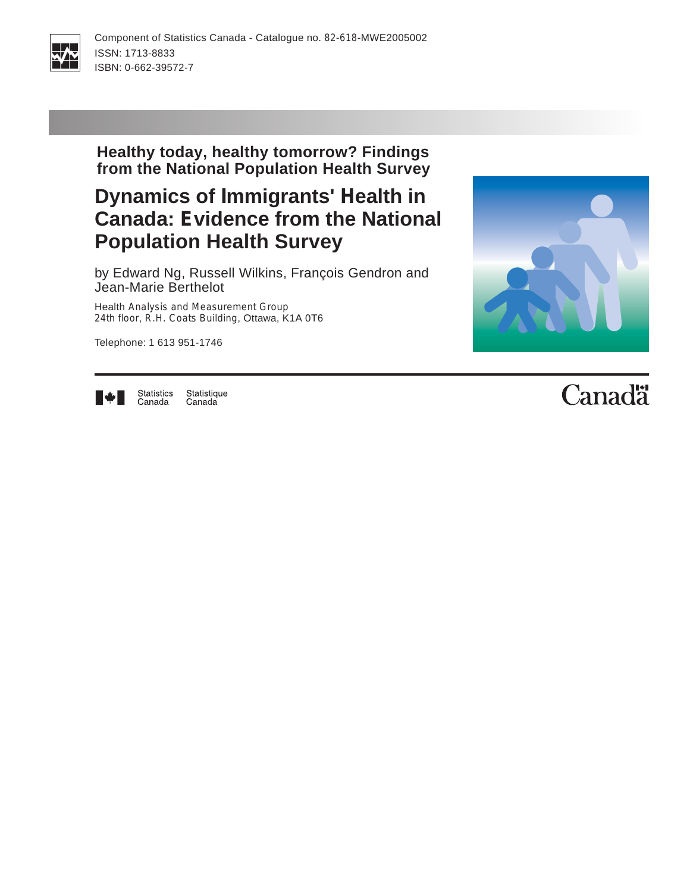Component of Statistics Canada - Catalogue no. 82-618-MWE2005002
ISSN: 1713-8833
ISBN: 0-662-39572-7

## Healthy today, healthy tomorrow? Findings from the National Population Health Survey

# Dynamics of Immigrants' Health in Canada: Evidence from the National Population Health Survey

by Edward Ng, Russell Wilkins, François Gendron and Jean-Marie Berthelot

Health Analysis and Measurement Group
24th floor, R.H. Coats Building, Ottawa, K1A 0T6

Telephone: 1 613 951-1746

Statistics Canada Statistique Canada

Canada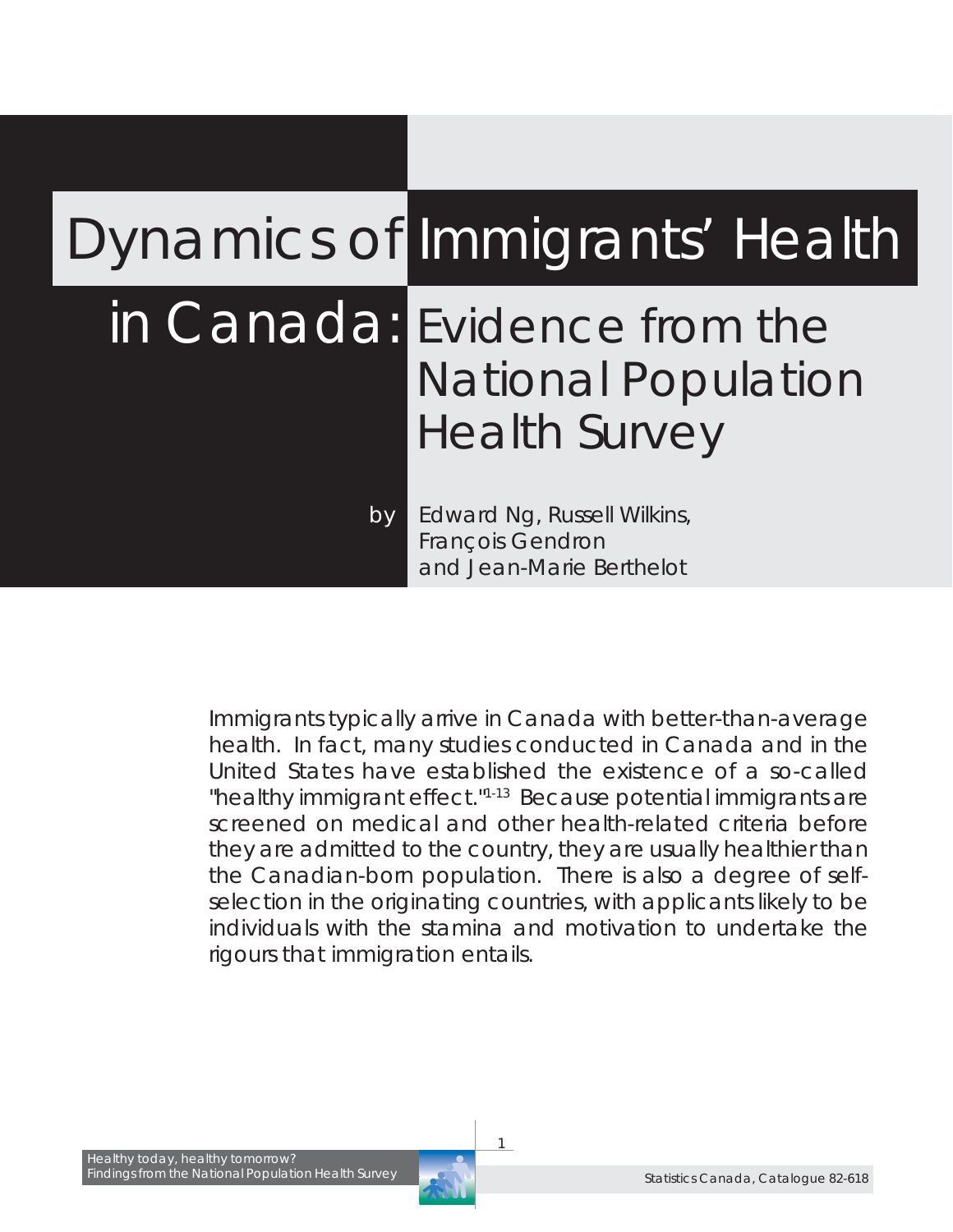# Dynamics of Immigrants' Health in Canada: Evidence from the National Population Health Survey

by Edward Ng, Russell Wilkins, François Gendron and Jean-Marie Berthelot

Immigrants typically arrive in Canada with better-than-average health. In fact, many studies conducted in Canada and in the United States have established the existence of a so-called "healthy immigrant effect."[1-13] Because potential immigrants are screened on medical and other health-related criteria before they are admitted to the country, they are usually healthier than the Canadian-born population. There is also a degree of self-selection in the originating countries, with applicants likely to be individuals with the stamina and motivation to undertake the rigours that immigration entails.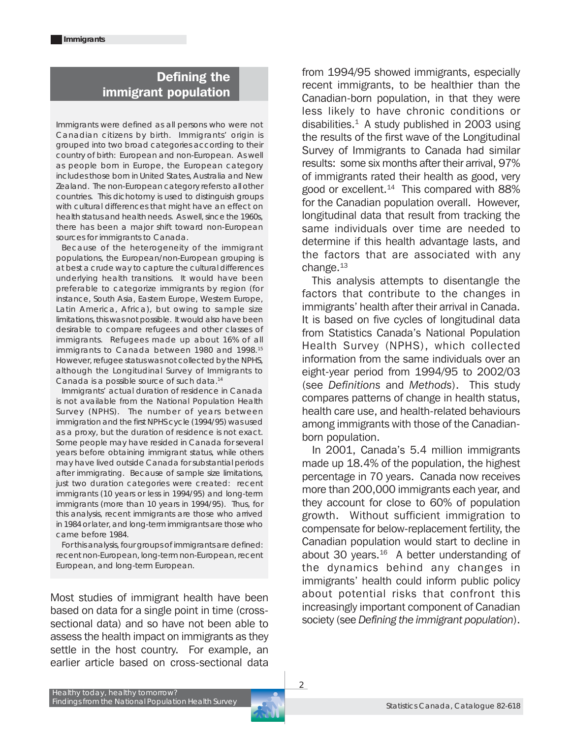## Defining the immigrant population

Immigrants were defined as all persons who were not Canadian citizens by birth. Immigrants' origin is grouped into two broad categories according to their country of birth: European and non-European. As well as people born in Europe, the European category includes those born in United States, Australia and New Zealand. The non-European category refers to all other countries. This dichotomy is used to distinguish groups with cultural differences that might have an effect on health status and health needs. As well, since the 1960s, there has been a major shift toward non-European sources for immigrants to Canada.

Because of the heterogeneity of the immigrant populations, the European/non-European grouping is at best a crude way to capture the cultural differences underlying health transitions. It would have been preferable to categorize immigrants by region (for instance, South Asia, Eastern Europe, Western Europe, Latin America, Africa), but owing to sample size limitations, this was not possible. It would also have been desirable to compare refugees and other classes of immigrants. Refugees made up about 16% of all immigrants to Canada between 1980 and 1998.[15] However, refugee status was not collected by the NPHS, although the Longitudinal Survey of Immigrants to Canada is a possible source of such data.[14]

Immigrants' actual duration of residence in Canada is not available from the National Population Health Survey (NPHS). The number of years between immigration and the first NPHS cycle (1994/95) was used as a proxy, but the duration of residence is not exact. Some people may have resided in Canada for several years before obtaining immigrant status, while others may have lived outside Canada for substantial periods after immigrating. Because of sample size limitations, just two duration categories were created: recent immigrants (10 years or less in 1994/95) and long-term immigrants (more than 10 years in 1994/95). Thus, for this analysis, recent immigrants are those who arrived in 1984 or later, and long-term immigrants are those who came before 1984.

For this analysis, four groups of immigrants are defined: recent non-European, long-term non-European, recent European, and long-term European.

Most studies of immigrant health have been based on data for a single point in time (cross-sectional data) and so have not been able to assess the health impact on immigrants as they settle in the host country. For example, an earlier article based on cross-sectional data from 1994/95 showed immigrants, especially recent immigrants, to be healthier than the Canadian-born population, in that they were less likely to have chronic conditions or disabilities.[1] A study published in 2003 using the results of the first wave of the Longitudinal Survey of Immigrants to Canada had similar results: some six months after their arrival, 97% of immigrants rated their health as good, very good or excellent.[14] This compared with 88% for the Canadian population overall. However, longitudinal data that result from tracking the same individuals over time are needed to determine if this health advantage lasts, and the factors that are associated with any change.[13]

This analysis attempts to disentangle the factors that contribute to the changes in immigrants' health after their arrival in Canada. It is based on five cycles of longitudinal data from Statistics Canada's National Population Health Survey (NPHS), which collected information from the same individuals over an eight-year period from 1994/95 to 2002/03 (see *Definitions* and *Methods*). This study compares patterns of change in health status, health care use, and health-related behaviours among immigrants with those of the Canadian-born population.

In 2001, Canada's 5.4 million immigrants made up 18.4% of the population, the highest percentage in 70 years. Canada now receives more than 200,000 immigrants each year, and they account for close to 60% of population growth. Without sufficient immigration to compensate for below-replacement fertility, the Canadian population would start to decline in about 30 years.[16] A better understanding of the dynamics behind any changes in immigrants' health could inform public policy about potential risks that confront this increasingly important component of Canadian society (see *Defining the immigrant population*).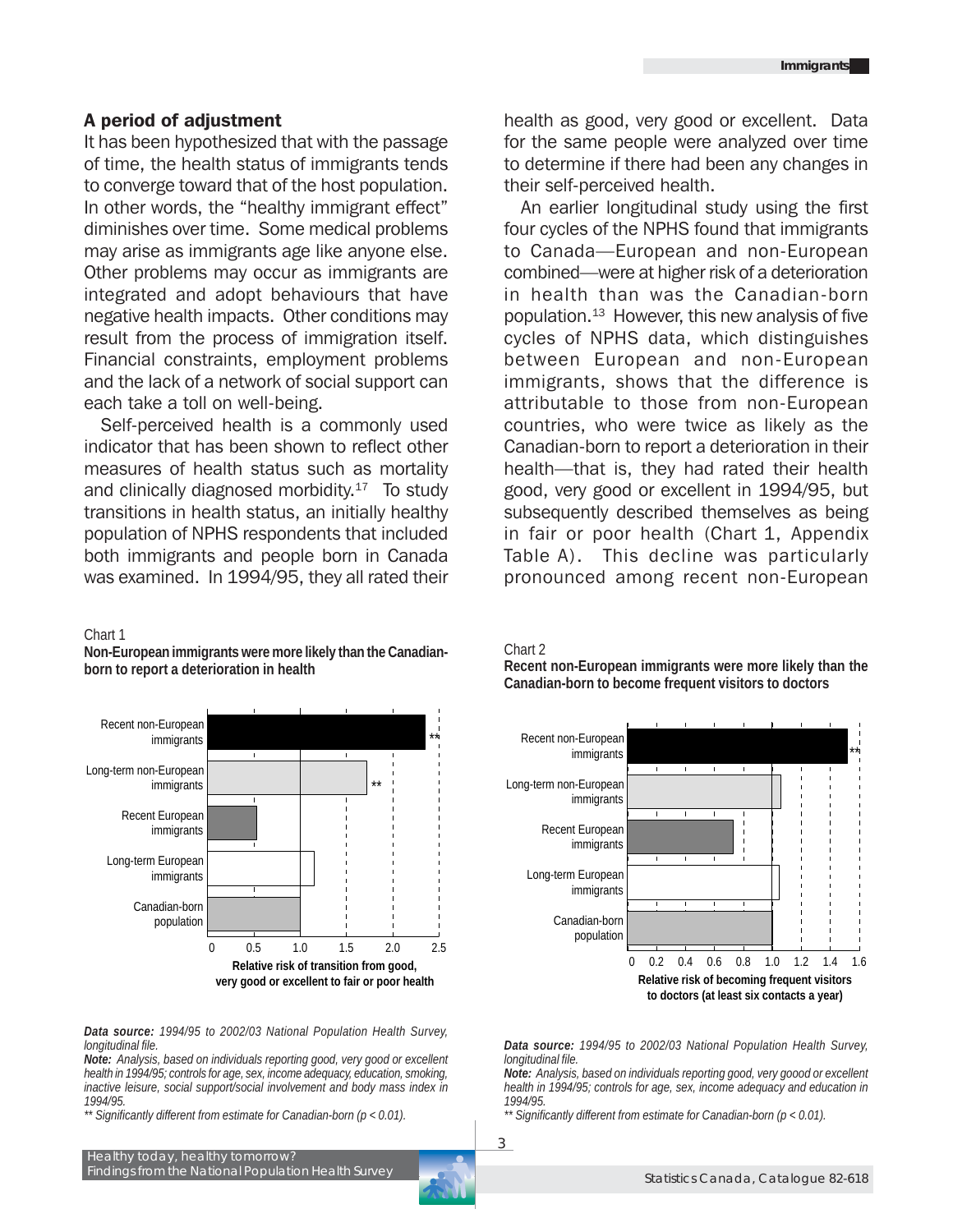## A period of adjustment

It has been hypothesized that with the passage of time, the health status of immigrants tends to converge toward that of the host population. In other words, the "healthy immigrant effect" diminishes over time. Some medical problems may arise as immigrants age like anyone else. Other problems may occur as immigrants are integrated and adopt behaviours that have negative health impacts. Other conditions may result from the process of immigration itself. Financial constraints, employment problems and the lack of a network of social support can each take a toll on well-being.

Self-perceived health is a commonly used indicator that has been shown to reflect other measures of health status such as mortality and clinically diagnosed morbidity.[17] To study transitions in health status, an initially healthy population of NPHS respondents that included both immigrants and people born in Canada was examined. In 1994/95, they all rated their health as good, very good or excellent. Data for the same people were analyzed over time to determine if there had been any changes in their self-perceived health.

An earlier longitudinal study using the first four cycles of the NPHS found that immigrants to Canada—European and non-European combined—were at higher risk of a deterioration in health than was the Canadian-born population.[13] However, this new analysis of five cycles of NPHS data, which distinguishes between European and non-European immigrants, shows that the difference is attributable to those from non-European countries, who were twice as likely as the Canadian-born to report a deterioration in their health—that is, they had rated their health good, very good or excellent in 1994/95, but subsequently described themselves as being in fair or poor health (Chart 1, Appendix Table A). This decline was particularly pronounced among recent non-European

Chart 1

**Non-European immigrants were more likely than the Canadian-born to report a deterioration in health**

| Group | Relative risk of transition from good, very good or excellent to fair or poor health |
|---|---|
| Recent non-European immigrants | ~2.35 ** |
| Long-term non-European immigrants | ~1.7 ** |
| Recent European immigrants | ~0.5 |
| Long-term European immigrants | ~1.15 |
| Canadian-born population | 1.0 |

***Data source:*** *1994/95 to 2002/03 National Population Health Survey, longitudinal file.*

***Note:*** *Analysis, based on individuals reporting good, very good or excellent health in 1994/95; controls for age, sex, income adequacy, education, smoking, inactive leisure, social support/social involvement and body mass index in 1994/95.*

*** Significantly different from estimate for Canadian-born (p < 0.01).*

Chart 2

**Recent non-European immigrants were more likely than the Canadian-born to become frequent visitors to doctors**

| Group | Relative risk of becoming frequent visitors to doctors (at least six contacts a year) |
|---|---|
| Recent non-European immigrants | ~1.5 ** |
| Long-term non-European immigrants | ~1.05 |
| Recent European immigrants | ~0.7 |
| Long-term European immigrants | ~1.05 |
| Canadian-born population | 1.0 |

***Data source:*** *1994/95 to 2002/03 National Population Health Survey, longitudinal file.*

***Note:*** *Analysis, based on individuals reporting good, very goood or excellent health in 1994/95; controls for age, sex, income adequacy and education in 1994/95.*

*** Significantly different from estimate for Canadian-born (p < 0.01).*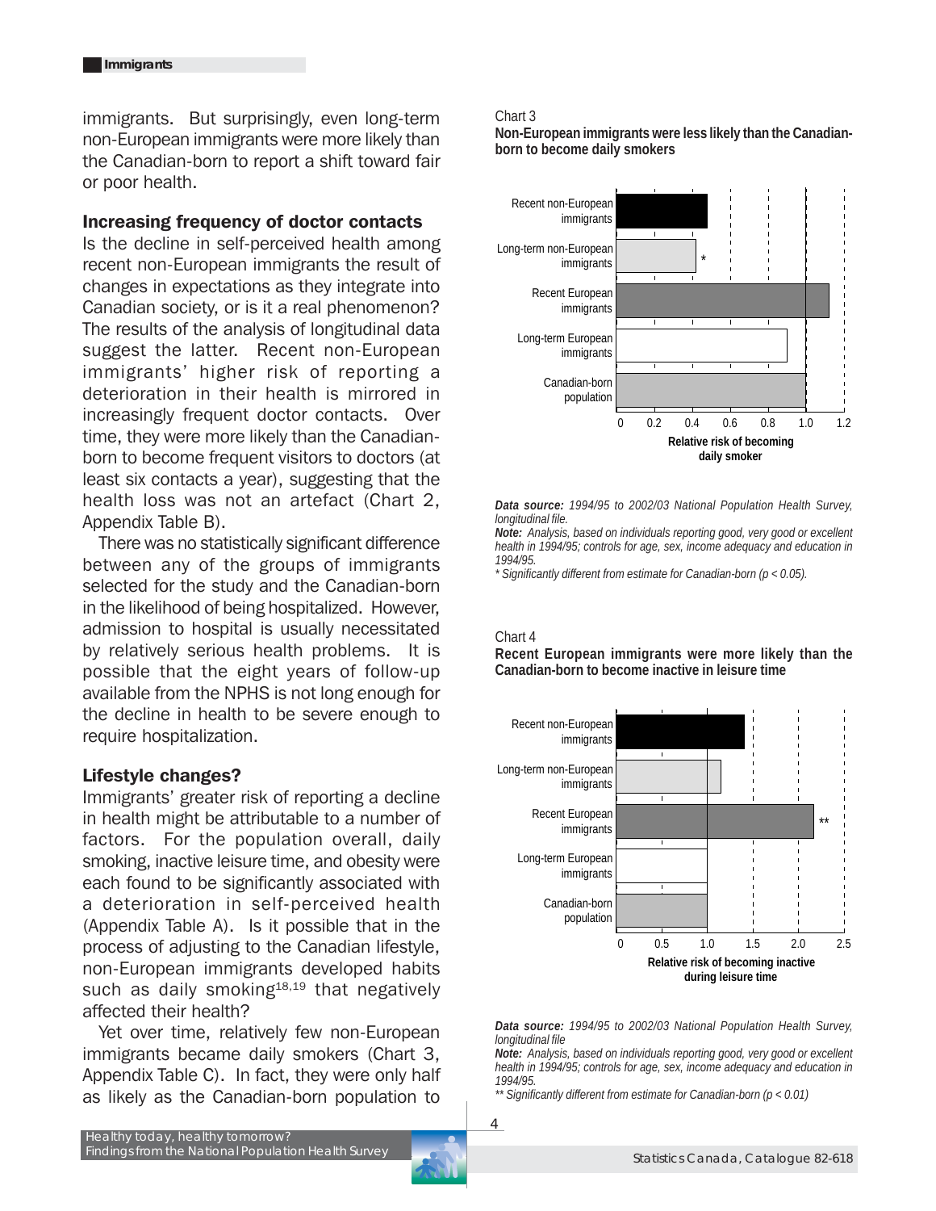immigrants. But surprisingly, even long-term non-European immigrants were more likely than the Canadian-born to report a shift toward fair or poor health.

### Increasing frequency of doctor contacts

Is the decline in self-perceived health among recent non-European immigrants the result of changes in expectations as they integrate into Canadian society, or is it a real phenomenon? The results of the analysis of longitudinal data suggest the latter. Recent non-European immigrants' higher risk of reporting a deterioration in their health is mirrored in increasingly frequent doctor contacts. Over time, they were more likely than the Canadian-born to become frequent visitors to doctors (at least six contacts a year), suggesting that the health loss was not an artefact (Chart 2, Appendix Table B).

There was no statistically significant difference between any of the groups of immigrants selected for the study and the Canadian-born in the likelihood of being hospitalized. However, admission to hospital is usually necessitated by relatively serious health problems. It is possible that the eight years of follow-up available from the NPHS is not long enough for the decline in health to be severe enough to require hospitalization.

### Lifestyle changes?

Immigrants' greater risk of reporting a decline in health might be attributable to a number of factors. For the population overall, daily smoking, inactive leisure time, and obesity were each found to be significantly associated with a deterioration in self-perceived health (Appendix Table A). Is it possible that in the process of adjusting to the Canadian lifestyle, non-European immigrants developed habits such as daily smoking[18,19] that negatively affected their health?

Yet over time, relatively few non-European immigrants became daily smokers (Chart 3, Appendix Table C). In fact, they were only half as likely as the Canadian-born population to

Chart 3

**Non-European immigrants were less likely than the Canadian-born to become daily smokers**

*Data source:* 1994/95 to 2002/03 National Population Health Survey, longitudinal file.

*Note:* Analysis, based on individuals reporting good, very good or excellent health in 1994/95; controls for age, sex, income adequacy and education in 1994/95.

\* Significantly different from estimate for Canadian-born ($p < 0.05$).

Chart 4

**Recent European immigrants were more likely than the Canadian-born to become inactive in leisure time**

*Data source:* 1994/95 to 2002/03 National Population Health Survey, longitudinal file

*Note:* Analysis, based on individuals reporting good, very good or excellent health in 1994/95; controls for age, sex, income adequacy and education in 1994/95.

\*\* Significantly different from estimate for Canadian-born ($p < 0.01$)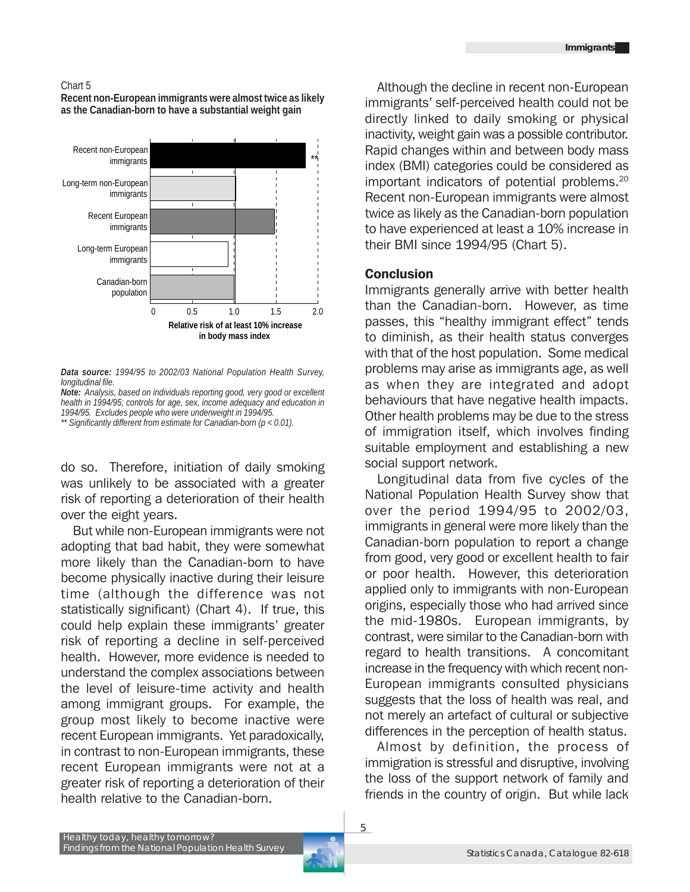Chart 5

**Recent non-European immigrants were almost twice as likely as the Canadian-born to have a substantial weight gain**

Recent non-European immigrants **

Long-term non-European immigrants

Recent European immigrants

Long-term European immigrants

Canadian-born population

0 0.5 1.0 1.5 2.0

**Relative risk of at least 10% increase in body mass index**

***Data source:*** *1994/95 to 2002/03 National Population Health Survey, longitudinal file.*

***Note:*** *Analysis, based on individuals reporting good, very good or excellent health in 1994/95; controls for age, sex, income adequacy and education in 1994/95. Excludes people who were underweight in 1994/95.*

*** Significantly different from estimate for Canadian-born (p < 0.01).*

do so. Therefore, initiation of daily smoking was unlikely to be associated with a greater risk of reporting a deterioration of their health over the eight years.

But while non-European immigrants were not adopting that bad habit, they were somewhat more likely than the Canadian-born to have become physically inactive during their leisure time (although the difference was not statistically significant) (Chart 4). If true, this could help explain these immigrants' greater risk of reporting a decline in self-perceived health. However, more evidence is needed to understand the complex associations between the level of leisure-time activity and health among immigrant groups. For example, the group most likely to become inactive were recent European immigrants. Yet paradoxically, in contrast to non-European immigrants, these recent European immigrants were not at a greater risk of reporting a deterioration of their health relative to the Canadian-born.

Although the decline in recent non-European immigrants' self-perceived health could not be directly linked to daily smoking or physical inactivity, weight gain was a possible contributor. Rapid changes within and between body mass index (BMI) categories could be considered as important indicators of potential problems.[20] Recent non-European immigrants were almost twice as likely as the Canadian-born population to have experienced at least a 10% increase in their BMI since 1994/95 (Chart 5).

## Conclusion

Immigrants generally arrive with better health than the Canadian-born. However, as time passes, this "healthy immigrant effect" tends to diminish, as their health status converges with that of the host population. Some medical problems may arise as immigrants age, as well as when they are integrated and adopt behaviours that have negative health impacts. Other health problems may be due to the stress of immigration itself, which involves finding suitable employment and establishing a new social support network.

Longitudinal data from five cycles of the National Population Health Survey show that over the period 1994/95 to 2002/03, immigrants in general were more likely than the Canadian-born population to report a change from good, very good or excellent health to fair or poor health. However, this deterioration applied only to immigrants with non-European origins, especially those who had arrived since the mid-1980s. European immigrants, by contrast, were similar to the Canadian-born with regard to health transitions. A concomitant increase in the frequency with which recent non-European immigrants consulted physicians suggests that the loss of health was real, and not merely an artefact of cultural or subjective differences in the perception of health status.

Almost by definition, the process of immigration is stressful and disruptive, involving the loss of the support network of family and friends in the country of origin. But while lack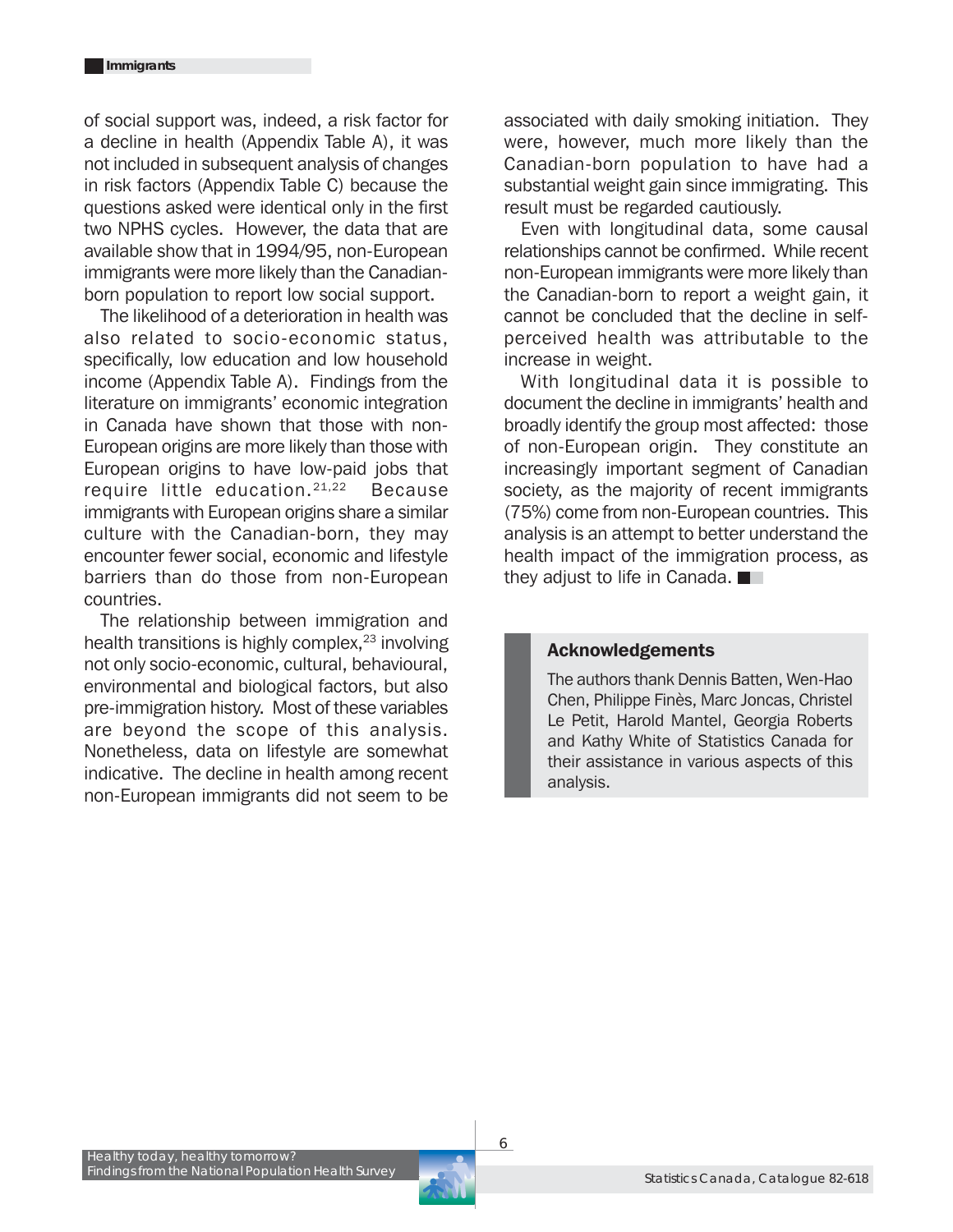of social support was, indeed, a risk factor for a decline in health (Appendix Table A), it was not included in subsequent analysis of changes in risk factors (Appendix Table C) because the questions asked were identical only in the first two NPHS cycles. However, the data that are available show that in 1994/95, non-European immigrants were more likely than the Canadian-born population to report low social support.

The likelihood of a deterioration in health was also related to socio-economic status, specifically, low education and low household income (Appendix Table A). Findings from the literature on immigrants' economic integration in Canada have shown that those with non-European origins are more likely than those with European origins to have low-paid jobs that require little education.[21,22] Because immigrants with European origins share a similar culture with the Canadian-born, they may encounter fewer social, economic and lifestyle barriers than do those from non-European countries.

The relationship between immigration and health transitions is highly complex,[23] involving not only socio-economic, cultural, behavioural, environmental and biological factors, but also pre-immigration history. Most of these variables are beyond the scope of this analysis. Nonetheless, data on lifestyle are somewhat indicative. The decline in health among recent non-European immigrants did not seem to be associated with daily smoking initiation. They were, however, much more likely than the Canadian-born population to have had a substantial weight gain since immigrating. This result must be regarded cautiously.

Even with longitudinal data, some causal relationships cannot be confirmed. While recent non-European immigrants were more likely than the Canadian-born to report a weight gain, it cannot be concluded that the decline in self-perceived health was attributable to the increase in weight.

With longitudinal data it is possible to document the decline in immigrants' health and broadly identify the group most affected: those of non-European origin. They constitute an increasingly important segment of Canadian society, as the majority of recent immigrants (75%) come from non-European countries. This analysis is an attempt to better understand the health impact of the immigration process, as they adjust to life in Canada.

### Acknowledgements

The authors thank Dennis Batten, Wen-Hao Chen, Philippe Finès, Marc Joncas, Christel Le Petit, Harold Mantel, Georgia Roberts and Kathy White of Statistics Canada for their assistance in various aspects of this analysis.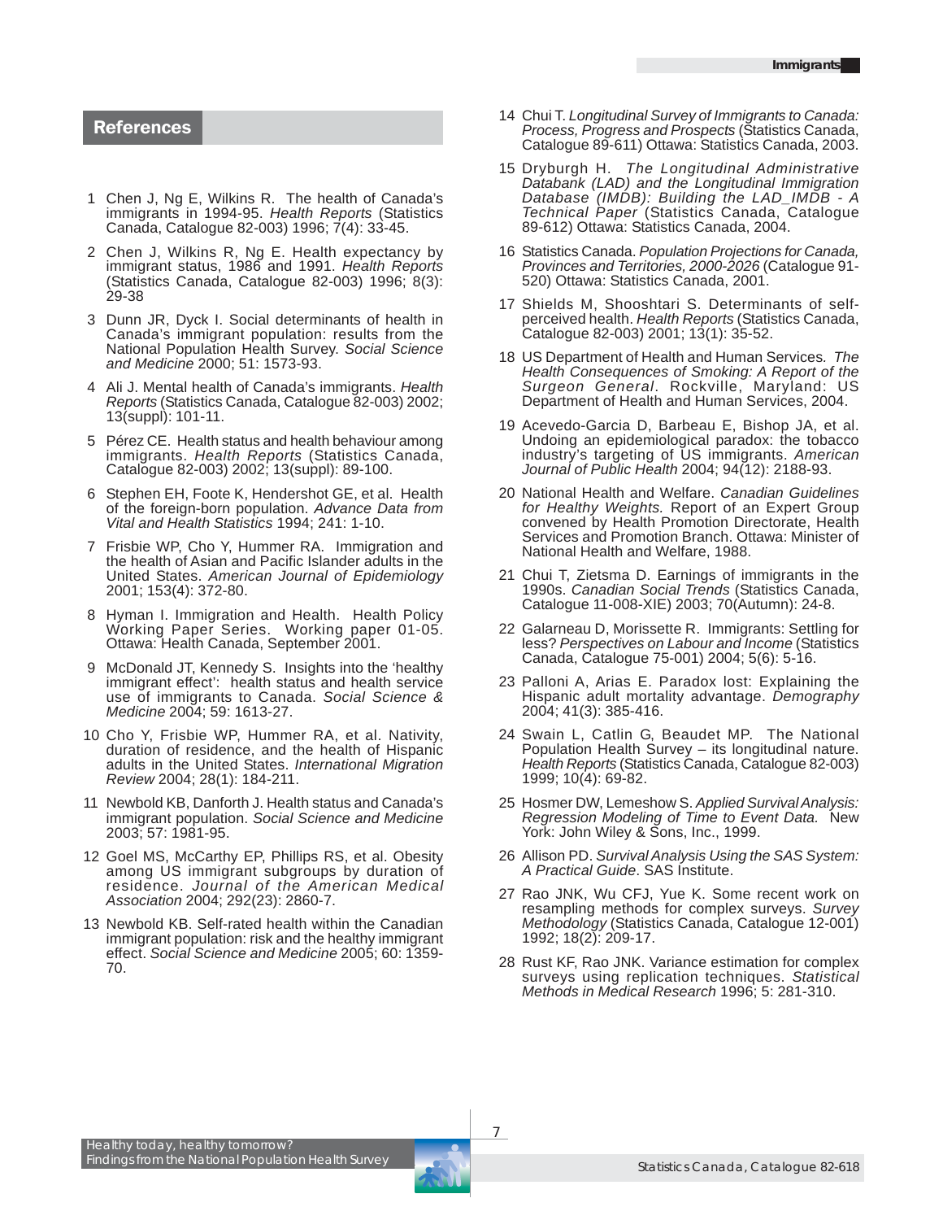## References

1. Chen J, Ng E, Wilkins R. The health of Canada's immigrants in 1994-95. *Health Reports* (Statistics Canada, Catalogue 82-003) 1996; 7(4): 33-45.
2. Chen J, Wilkins R, Ng E. Health expectancy by immigrant status, 1986 and 1991. *Health Reports* (Statistics Canada, Catalogue 82-003) 1996; 8(3): 29-38
3. Dunn JR, Dyck I. Social determinants of health in Canada's immigrant population: results from the National Population Health Survey. *Social Science and Medicine* 2000; 51: 1573-93.
4. Ali J. Mental health of Canada's immigrants. *Health Reports* (Statistics Canada, Catalogue 82-003) 2002; 13(suppl): 101-11.
5. Pérez CE. Health status and health behaviour among immigrants. *Health Reports* (Statistics Canada, Catalogue 82-003) 2002; 13(suppl): 89-100.
6. Stephen EH, Foote K, Hendershot GE, et al. Health of the foreign-born population. *Advance Data from Vital and Health Statistics* 1994; 241: 1-10.
7. Frisbie WP, Cho Y, Hummer RA. Immigration and the health of Asian and Pacific Islander adults in the United States. *American Journal of Epidemiology* 2001; 153(4): 372-80.
8. Hyman I. Immigration and Health. Health Policy Working Paper Series. Working paper 01-05. Ottawa: Health Canada, September 2001.
9. McDonald JT, Kennedy S. Insights into the 'healthy immigrant effect': health status and health service use of immigrants to Canada. *Social Science & Medicine* 2004; 59: 1613-27.
10. Cho Y, Frisbie WP, Hummer RA, et al. Nativity, duration of residence, and the health of Hispanic adults in the United States. *International Migration Review* 2004; 28(1): 184-211.
11. Newbold KB, Danforth J. Health status and Canada's immigrant population. *Social Science and Medicine* 2003; 57: 1981-95.
12. Goel MS, McCarthy EP, Phillips RS, et al. Obesity among US immigrant subgroups by duration of residence. *Journal of the American Medical Association* 2004; 292(23): 2860-7.
13. Newbold KB. Self-rated health within the Canadian immigrant population: risk and the healthy immigrant effect. *Social Science and Medicine* 2005; 60: 1359-70.
14. Chui T. *Longitudinal Survey of Immigrants to Canada: Process, Progress and Prospects* (Statistics Canada, Catalogue 89-611) Ottawa: Statistics Canada, 2003.
15. Dryburgh H. *The Longitudinal Administrative Databank (LAD) and the Longitudinal Immigration Database (IMDB): Building the LAD_IMDB - A Technical Paper* (Statistics Canada, Catalogue 89-612) Ottawa: Statistics Canada, 2004.
16. Statistics Canada. *Population Projections for Canada, Provinces and Territories, 2000-2026* (Catalogue 91-520) Ottawa: Statistics Canada, 2001.
17. Shields M, Shooshtari S. Determinants of self-perceived health. *Health Reports* (Statistics Canada, Catalogue 82-003) 2001; 13(1): 35-52.
18. US Department of Health and Human Services. *The Health Consequences of Smoking: A Report of the Surgeon General*. Rockville, Maryland: US Department of Health and Human Services, 2004.
19. Acevedo-Garcia D, Barbeau E, Bishop JA, et al. Undoing an epidemiological paradox: the tobacco industry's targeting of US immigrants. *American Journal of Public Health* 2004; 94(12): 2188-93.
20. National Health and Welfare. *Canadian Guidelines for Healthy Weights.* Report of an Expert Group convened by Health Promotion Directorate, Health Services and Promotion Branch. Ottawa: Minister of National Health and Welfare, 1988.
21. Chui T, Zietsma D. Earnings of immigrants in the 1990s. *Canadian Social Trends* (Statistics Canada, Catalogue 11-008-XIE) 2003; 70(Autumn): 24-8.
22. Galarneau D, Morissette R. Immigrants: Settling for less? *Perspectives on Labour and Income* (Statistics Canada, Catalogue 75-001) 2004; 5(6): 5-16.
23. Palloni A, Arias E. Paradox lost: Explaining the Hispanic adult mortality advantage. *Demography* 2004; 41(3): 385-416.
24. Swain L, Catlin G, Beaudet MP. The National Population Health Survey – its longitudinal nature. *Health Reports* (Statistics Canada, Catalogue 82-003) 1999; 10(4): 69-82.
25. Hosmer DW, Lemeshow S. *Applied Survival Analysis: Regression Modeling of Time to Event Data.* New York: John Wiley & Sons, Inc., 1999.
26. Allison PD. *Survival Analysis Using the SAS System: A Practical Guide*. SAS Institute.
27. Rao JNK, Wu CFJ, Yue K. Some recent work on resampling methods for complex surveys. *Survey Methodology* (Statistics Canada, Catalogue 12-001) 1992; 18(2): 209-17.
28. Rust KF, Rao JNK. Variance estimation for complex surveys using replication techniques. *Statistical Methods in Medical Research* 1996; 5: 281-310.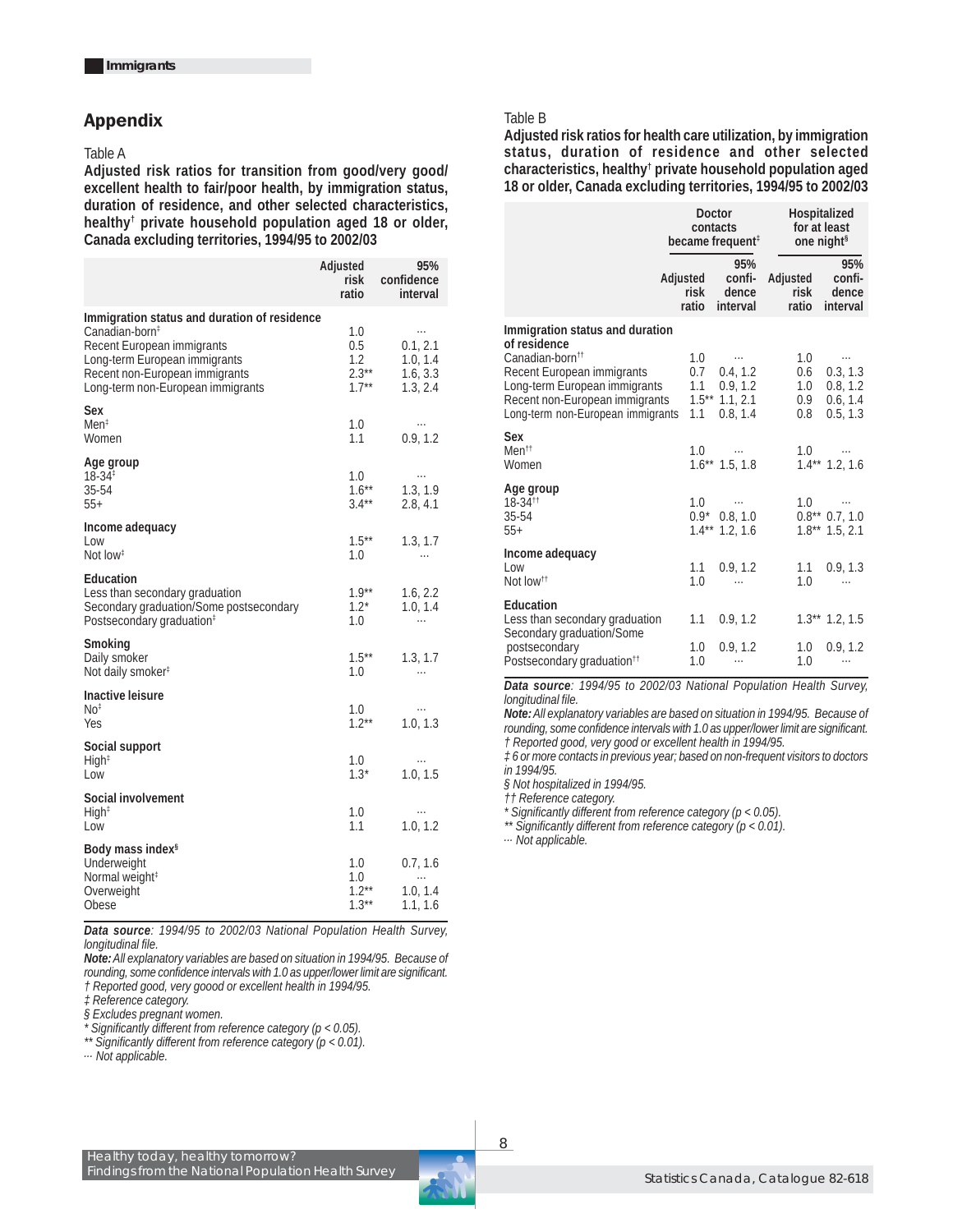## Appendix

Table A

**Adjusted risk ratios for transition from good/very good/ excellent health to fair/poor health, by immigration status, duration of residence, and other selected characteristics, healthy† private household population aged 18 or older, Canada excluding territories, 1994/95 to 2002/03**

| | Adjusted risk ratio | 95% confidence interval |
|---|---|---|
| **Immigration status and duration of residence** | | |
| Canadian-born‡ | 1.0 | ... |
| Recent European immigrants | 0.5 | 0.1, 2.1 |
| Long-term European immigrants | 1.2 | 1.0, 1.4 |
| Recent non-European immigrants | 2.3** | 1.6, 3.3 |
| Long-term non-European immigrants | 1.7** | 1.3, 2.4 |
| **Sex** | | |
| Men‡ | 1.0 | ... |
| Women | 1.1 | 0.9, 1.2 |
| **Age group** | | |
| 18-34‡ | 1.0 | ... |
| 35-54 | 1.6** | 1.3, 1.9 |
| 55+ | 3.4** | 2.8, 4.1 |
| **Income adequacy** | | |
| Low | 1.5** | 1.3, 1.7 |
| Not low‡ | 1.0 | ... |
| **Education** | | |
| Less than secondary graduation | 1.9** | 1.6, 2.2 |
| Secondary graduation/Some postsecondary | 1.2* | 1.0, 1.4 |
| Postsecondary graduation‡ | 1.0 | ... |
| **Smoking** | | |
| Daily smoker | 1.5** | 1.3, 1.7 |
| Not daily smoker‡ | 1.0 | ... |
| **Inactive leisure** | | |
| No‡ | 1.0 | ... |
| Yes | 1.2** | 1.0, 1.3 |
| **Social support** | | |
| High‡ | 1.0 | ... |
| Low | 1.3* | 1.0, 1.5 |
| **Social involvement** | | |
| High‡ | 1.0 | ... |
| Low | 1.1 | 1.0, 1.2 |
| **Body mass index§** | | |
| Underweight | 1.0 | 0.7, 1.6 |
| Normal weight‡ | 1.0 | ... |
| Overweight | 1.2** | 1.0, 1.4 |
| Obese | 1.3** | 1.1, 1.6 |

***Data source**: 1994/95 to 2002/03 National Population Health Survey, longitudinal file.*

***Note:** All explanatory variables are based on situation in 1994/95. Because of rounding, some confidence intervals with 1.0 as upper/lower limit are significant.*

*† Reported good, very goood or excellent health in 1994/95.*

*‡ Reference category.*

*§ Excludes pregnant women.*

*\* Significantly different from reference category ($p < 0.05$).*

*\*\* Significantly different from reference category ($p < 0.01$).*

*... Not applicable.*

Table B

**Adjusted risk ratios for health care utilization, by immigration status, duration of residence and other selected characteristics, healthy† private household population aged 18 or older, Canada excluding territories, 1994/95 to 2002/03**

| | Doctor contacts became frequent‡ | | Hospitalized for at least one night§ | |
|---|---|---|---|---|
| | Adjusted risk ratio | 95% confidence interval | Adjusted risk ratio | 95% confidence interval |
| **Immigration status and duration of residence** | | | | |
| Canadian-born†† | 1.0 | ... | 1.0 | ... |
| Recent European immigrants | 0.7 | 0.4, 1.2 | 0.6 | 0.3, 1.3 |
| Long-term European immigrants | 1.1 | 0.9, 1.2 | 1.0 | 0.8, 1.2 |
| Recent non-European immigrants | 1.5** | 1.1, 2.1 | 0.9 | 0.6, 1.4 |
| Long-term non-European immigrants | 1.1 | 0.8, 1.4 | 0.8 | 0.5, 1.3 |
| **Sex** | | | | |
| Men†† | 1.0 | ... | 1.0 | ... |
| Women | 1.6** | 1.5, 1.8 | 1.4** | 1.2, 1.6 |
| **Age group** | | | | |
| 18-34†† | 1.0 | ... | 1.0 | ... |
| 35-54 | 0.9* | 0.8, 1.0 | 0.8** | 0.7, 1.0 |
| 55+ | 1.4** | 1.2, 1.6 | 1.8** | 1.5, 2.1 |
| **Income adequacy** | | | | |
| Low | 1.1 | 0.9, 1.2 | 1.1 | 0.9, 1.3 |
| Not low†† | 1.0 | ... | 1.0 | ... |
| **Education** | | | | |
| Less than secondary graduation | 1.1 | 0.9, 1.2 | 1.3** | 1.2, 1.5 |
| Secondary graduation/Some postsecondary | 1.0 | 0.9, 1.2 | 1.0 | 0.9, 1.2 |
| Postsecondary graduation†† | 1.0 | ... | 1.0 | ... |

***Data source**: 1994/95 to 2002/03 National Population Health Survey, longitudinal file.*

***Note:** All explanatory variables are based on situation in 1994/95. Because of rounding, some confidence intervals with 1.0 as upper/lower limit are significant.*

*† Reported good, very good or excellent health in 1994/95.*

*‡ 6 or more contacts in previous year; based on non-frequent visitors to doctors in 1994/95.*

*§ Not hospitalized in 1994/95.*

*†† Reference category.*

*\* Significantly different from reference category ($p < 0.05$).*

*\*\* Significantly different from reference category ($p < 0.01$).*

*... Not applicable.*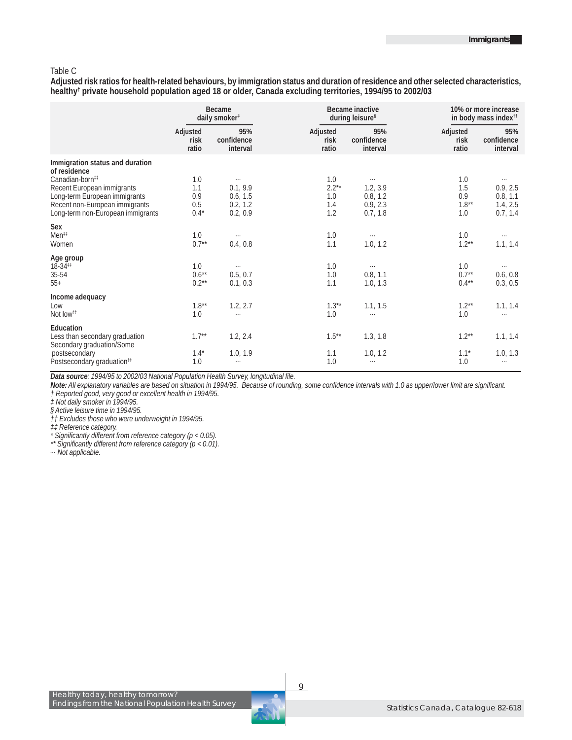Table C

**Adjusted risk ratios for health-related behaviours, by immigration status and duration of residence and other selected characteristics, healthy† private household population aged 18 or older, Canada excluding territories, 1994/95 to 2002/03**

| | Became daily smoker‡ | | Became inactive during leisure§ | | 10% or more increase in body mass index†† | |
|---|---|---|---|---|---|---|
| | Adjusted risk ratio | 95% confidence interval | Adjusted risk ratio | 95% confidence interval | Adjusted risk ratio | 95% confidence interval |
| **Immigration status and duration of residence** | | | | | | |
| Canadian-born‡‡ | 1.0 | ... | 1.0 | ... | 1.0 | ... |
| Recent European immigrants | 1.1 | 0.1, 9.9 | 2.2** | 1.2, 3.9 | 1.5 | 0.9, 2.5 |
| Long-term European immigrants | 0.9 | 0.6, 1.5 | 1.0 | 0.8, 1.2 | 0.9 | 0.8, 1.1 |
| Recent non-European immigrants | 0.5 | 0.2, 1.2 | 1.4 | 0.9, 2.3 | 1.8** | 1.4, 2.5 |
| Long-term non-European immigrants | 0.4* | 0.2, 0.9 | 1.2 | 0.7, 1.8 | 1.0 | 0.7, 1.4 |
| **Sex** | | | | | | |
| Men‡‡ | 1.0 | ... | 1.0 | ... | 1.0 | ... |
| Women | 0.7** | 0.4, 0.8 | 1.1 | 1.0, 1.2 | 1.2** | 1.1, 1.4 |
| **Age group** | | | | | | |
| 18-34‡‡ | 1.0 | ... | 1.0 | ... | 1.0 | ... |
| 35-54 | 0.6** | 0.5, 0.7 | 1.0 | 0.8, 1.1 | 0.7** | 0.6, 0.8 |
| 55+ | 0.2** | 0.1, 0.3 | 1.1 | 1.0, 1.3 | 0.4** | 0.3, 0.5 |
| **Income adequacy** | | | | | | |
| Low | 1.8** | 1.2, 2.7 | 1.3** | 1.1, 1.5 | 1.2** | 1.1, 1.4 |
| Not low‡‡ | 1.0 | ... | 1.0 | ... | 1.0 | ... |
| **Education** | | | | | | |
| Less than secondary graduation | 1.7** | 1.2, 2.4 | 1.5** | 1.3, 1.8 | 1.2** | 1.1, 1.4 |
| Secondary graduation/Some postsecondary | 1.4* | 1.0, 1.9 | 1.1 | 1.0, 1.2 | 1.1* | 1.0, 1.3 |
| Postsecondary graduation‡‡ | 1.0 | ... | 1.0 | ... | 1.0 | ... |

***Data source**: 1994/95 to 2002/03 National Population Health Survey, longitudinal file.*

***Note:** All explanatory variables are based on situation in 1994/95. Because of rounding, some confidence intervals with 1.0 as upper/lower limit are significant.*

*† Reported good, very good or excellent health in 1994/95.*

*‡ Not daily smoker in 1994/95.*

*§ Active leisure time in 1994/95.*

*†† Excludes those who were underweight in 1994/95.*

*‡‡ Reference category.*

*\* Significantly different from reference category ($p < 0.05$).*

*\*\* Significantly different from reference category ($p < 0.01$).*

*... Not applicable.*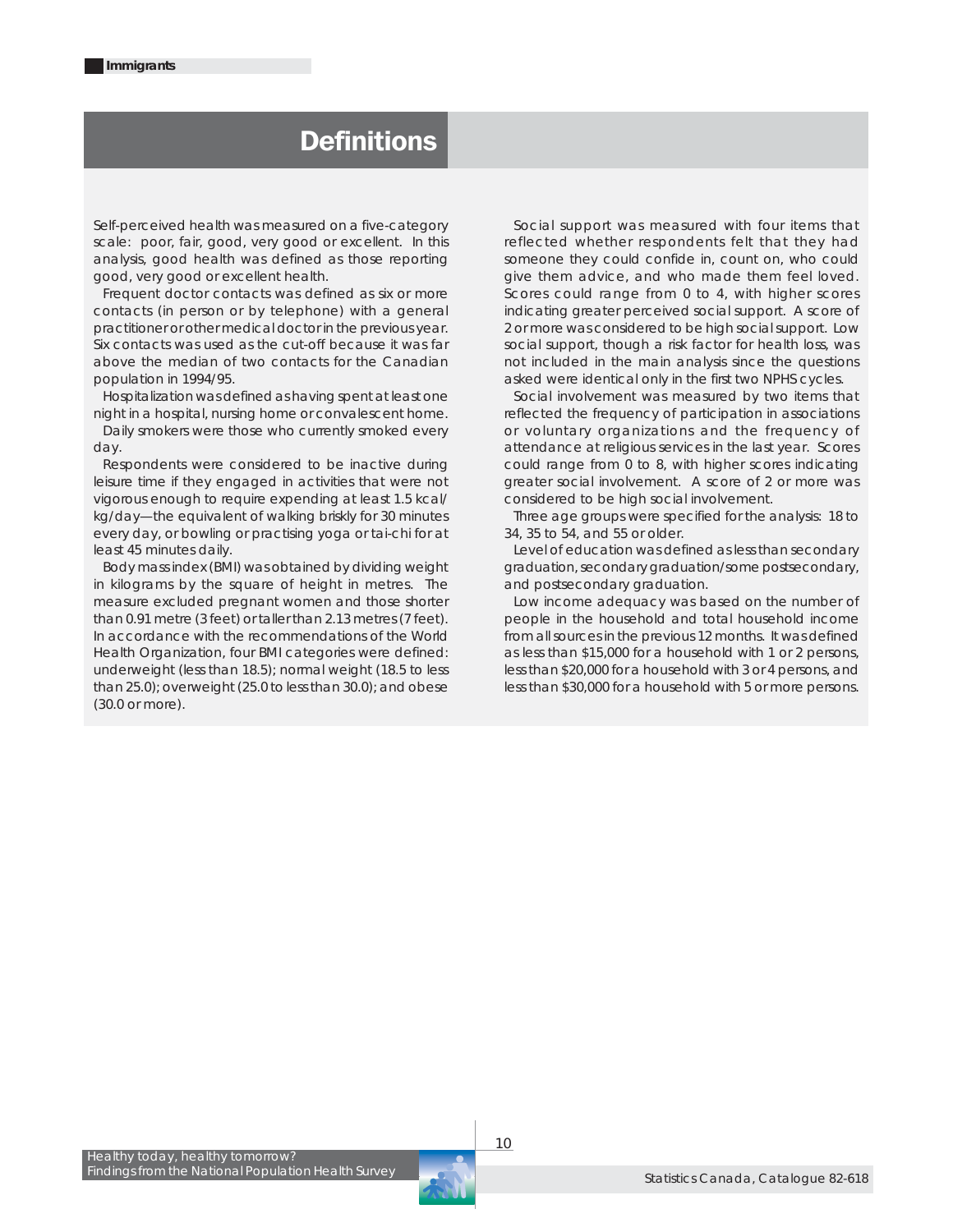# Definitions

Self-perceived health was measured on a five-category scale: poor, fair, good, very good or excellent. In this analysis, good health was defined as those reporting good, very good or excellent health.

Frequent doctor contacts was defined as six or more contacts (in person or by telephone) with a general practitioner or other medical doctor in the previous year. Six contacts was used as the cut-off because it was far above the median of two contacts for the Canadian population in 1994/95.

Hospitalization was defined as having spent at least one night in a hospital, nursing home or convalescent home.

Daily smokers were those who currently smoked every day.

Respondents were considered to be inactive during leisure time if they engaged in activities that were not vigorous enough to require expending at least 1.5 kcal/kg/day—the equivalent of walking briskly for 30 minutes every day, or bowling or practising yoga or tai-chi for at least 45 minutes daily.

Body mass index (BMI) was obtained by dividing weight in kilograms by the square of height in metres. The measure excluded pregnant women and those shorter than 0.91 metre (3 feet) or taller than 2.13 metres (7 feet). In accordance with the recommendations of the World Health Organization, four BMI categories were defined: underweight (less than 18.5); normal weight (18.5 to less than 25.0); overweight (25.0 to less than 30.0); and obese (30.0 or more).

Social support was measured with four items that reflected whether respondents felt that they had someone they could confide in, count on, who could give them advice, and who made them feel loved. Scores could range from 0 to 4, with higher scores indicating greater perceived social support. A score of 2 or more was considered to be high social support. Low social support, though a risk factor for health loss, was not included in the main analysis since the questions asked were identical only in the first two NPHS cycles.

Social involvement was measured by two items that reflected the frequency of participation in associations or voluntary organizations and the frequency of attendance at religious services in the last year. Scores could range from 0 to 8, with higher scores indicating greater social involvement. A score of 2 or more was considered to be high social involvement.

Three age groups were specified for the analysis: 18 to 34, 35 to 54, and 55 or older.

Level of education was defined as less than secondary graduation, secondary graduation/some postsecondary, and postsecondary graduation.

Low income adequacy was based on the number of people in the household and total household income from all sources in the previous 12 months. It was defined as less than \$15,000 for a household with 1 or 2 persons, less than \$20,000 for a household with 3 or 4 persons, and less than \$30,000 for a household with 5 or more persons.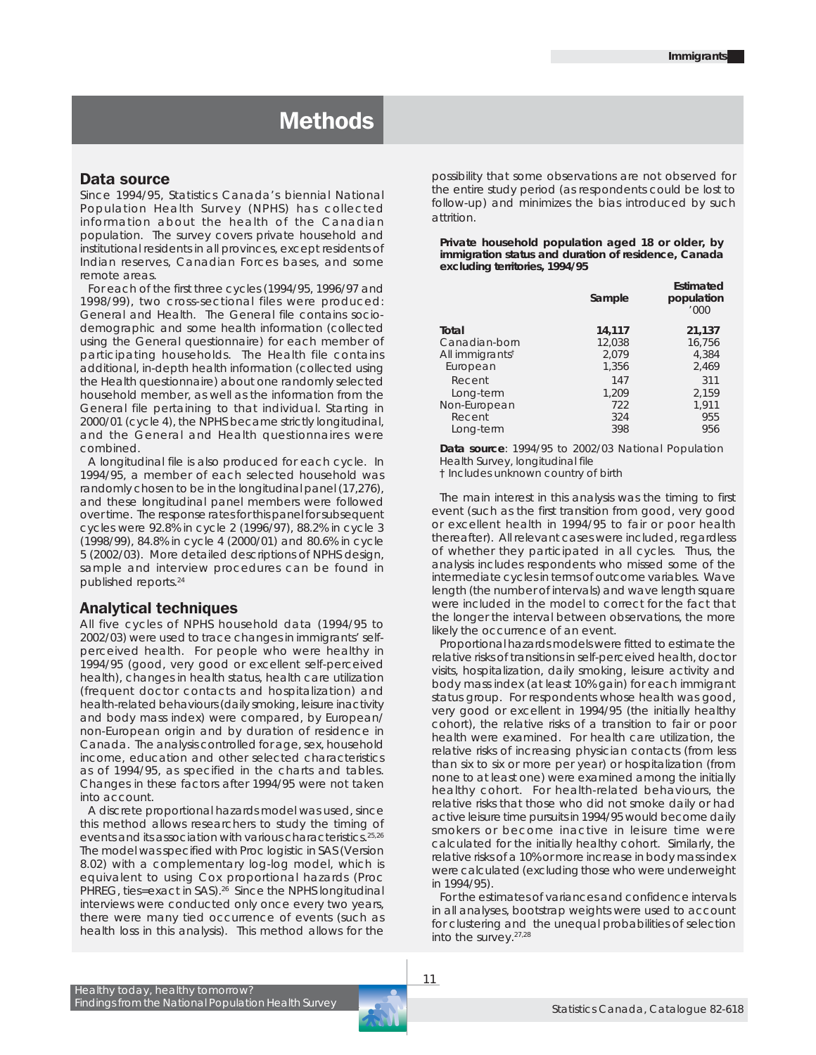# Methods

## Data source

Since 1994/95, Statistics Canada's biennial National Population Health Survey (NPHS) has collected information about the health of the Canadian population. The survey covers private household and institutional residents in all provinces, except residents of Indian reserves, Canadian Forces bases, and some remote areas.

For each of the first three cycles (1994/95, 1996/97 and 1998/99), two cross-sectional files were produced: General and Health. The General file contains socio-demographic and some health information (collected using the General questionnaire) for each member of participating households. The Health file contains additional, in-depth health information (collected using the Health questionnaire) about one randomly selected household member, as well as the information from the General file pertaining to that individual. Starting in 2000/01 (cycle 4), the NPHS became strictly longitudinal, and the General and Health questionnaires were combined.

A longitudinal file is also produced for each cycle. In 1994/95, a member of each selected household was randomly chosen to be in the longitudinal panel (17,276), and these longitudinal panel members were followed overtime. The response rates for this panel for subsequent cycles were 92.8% in cycle 2 (1996/97), 88.2% in cycle 3 (1998/99), 84.8% in cycle 4 (2000/01) and 80.6% in cycle 5 (2002/03). More detailed descriptions of NPHS design, sample and interview procedures can be found in published reports.[24]

## Analytical techniques

All five cycles of NPHS household data (1994/95 to 2002/03) were used to trace changes in immigrants' self-perceived health. For people who were healthy in 1994/95 (good, very good or excellent self-perceived health), changes in health status, health care utilization (frequent doctor contacts and hospitalization) and health-related behaviours (daily smoking, leisure inactivity and body mass index) were compared, by European/ non-European origin and by duration of residence in Canada. The analysis controlled for age, sex, household income, education and other selected characteristics as of 1994/95, as specified in the charts and tables. Changes in these factors after 1994/95 were not taken into account.

A discrete proportional hazards model was used, since this method allows researchers to study the timing of events and its association with various characteristics.[25,26] The model was specified with Proc logistic in SAS (Version 8.02) with a complementary log-log model, which is equivalent to using Cox proportional hazards (Proc PHREG, ties=exact in SAS).[26] Since the NPHS longitudinal interviews were conducted only once every two years, there were many tied occurrence of events (such as health loss in this analysis). This method allows for the possibility that some observations are not observed for the entire study period (as respondents could be lost to follow-up) and minimizes the bias introduced by such attrition.

**Private household population aged 18 or older, by immigration status and duration of residence, Canada excluding territories, 1994/95**

| | Sample | Estimated population '000 |
|---|---|---|
| **Total** | **14,117** | **21,137** |
| Canadian-born | 12,038 | 16,756 |
| All immigrants† | 2,079 | 4,384 |
| European | 1,356 | 2,469 |
| Recent | 147 | 311 |
| Long-term | 1,209 | 2,159 |
| Non-European | 722 | 1,911 |
| Recent | 324 | 955 |
| Long-term | 398 | 956 |

**Data source**: 1994/95 to 2002/03 National Population Health Survey, longitudinal file
† Includes unknown country of birth

The main interest in this analysis was the timing to first event (such as the first transition from good, very good or excellent health in 1994/95 to fair or poor health thereafter). All relevant cases were included, regardless of whether they participated in all cycles. Thus, the analysis includes respondents who missed some of the intermediate cycles in terms of outcome variables. Wave length (the number of intervals) and wave length square were included in the model to correct for the fact that the longer the interval between observations, the more likely the occurrence of an event.

Proportional hazards models were fitted to estimate the relative risks of transitions in self-perceived health, doctor visits, hospitalization, daily smoking, leisure activity and body mass index (at least 10% gain) for each immigrant status group. For respondents whose health was good, very good or excellent in 1994/95 (the initially healthy cohort), the relative risks of a transition to fair or poor health were examined. For health care utilization, the relative risks of increasing physician contacts (from less than six to six or more per year) or hospitalization (from none to at least one) were examined among the initially healthy cohort. For health-related behaviours, the relative risks that those who did not smoke daily or had active leisure time pursuits in 1994/95 would become daily smokers or become inactive in leisure time were calculated for the initially healthy cohort. Similarly, the relative risks of a 10% or more increase in body mass index were calculated (excluding those who were underweight in 1994/95).

For the estimates of variances and confidence intervals in all analyses, bootstrap weights were used to account for clustering and the unequal probabilities of selection into the survey.[27,28]